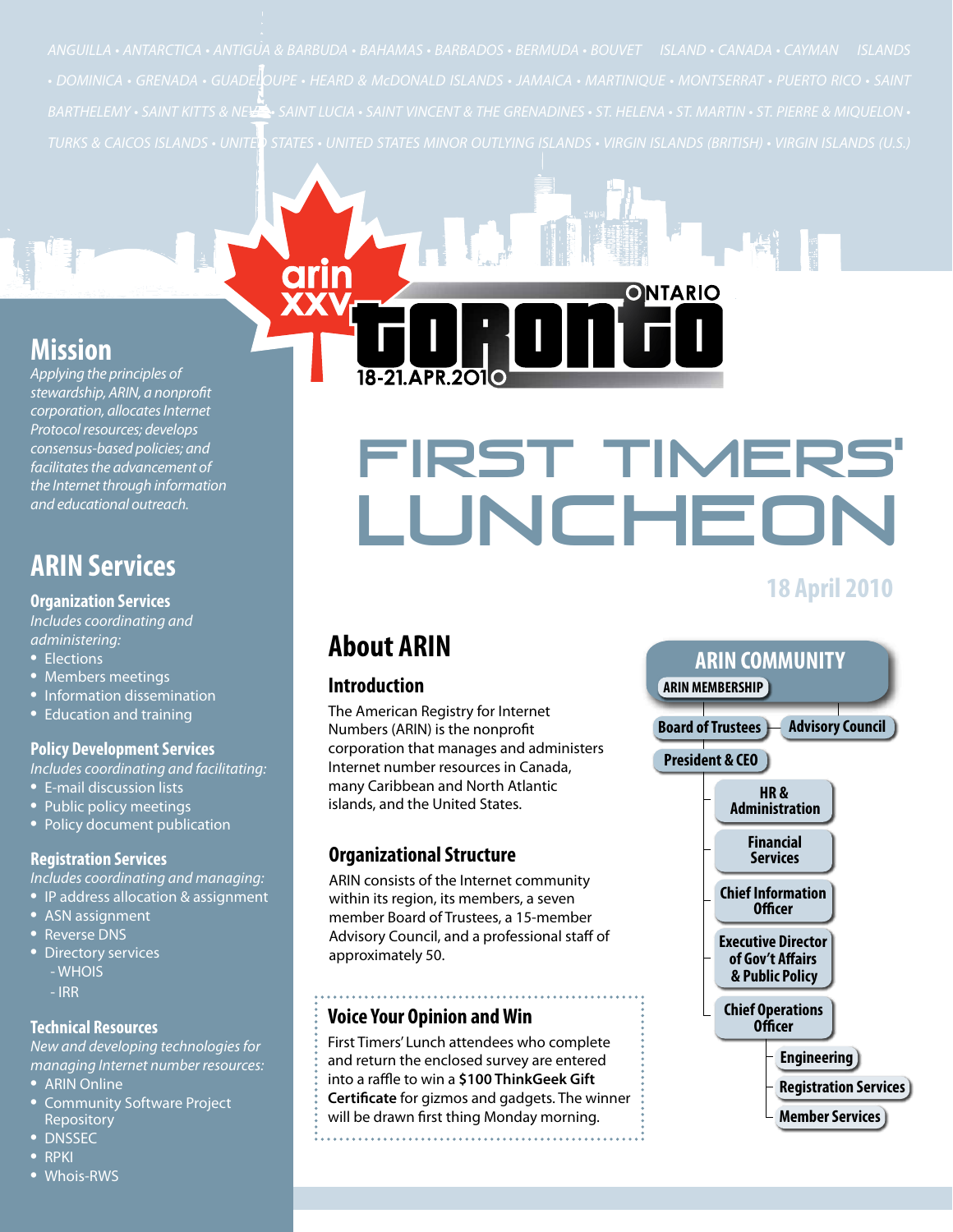ANGUILLA • ANTARCTICA • ANTIGUA & BARBUDA • BAHAMAS • BARBADOS • BERMUDA • BOUVET ISLAND • CANADA • CAYMAN ISLANDS • DOMINICA • GRENADA • GUADELOUPE • HEARD & McDONALD ISLANDS • JAMAICA • MARTINIQUE • MONTSERRAT • PUERTO RICO • SAINT BARTHELEMY • SAINT KITTS & NEVIS • SAINT LUCIA • SAINT VINCENT & THE GRENADINES • ST. HELENA • ST. MARTIN • ST. PIERRE & MIQUELON • TURKS & CAICOS ISLANDS • UNITED STATES • UNITED STATES MINOR OUTLYING ISLANDS • VIRGIN ISLANDS (BRITISH) • VIRGIN ISLANDS (U.S.)

arin XXV

TORONTO ONTARIO

18-21.APR.2010

# FIRST TIMERS' LUNCHEON

**18 April 2010**

## Mission

*Applying the principles of stewardship, ARIN, a nonprofit corporation, allocates Internet Protocol resources; develops consensus-based policies; and facilitates the advancement of the Internet through information and educational outreach.*

## ARIN Services

### Organization Services

*Includes coordinating and administering:*

- Elections
- Members meetings
- Information dissemination
- Education and training

### Policy Development Services

*Includes coordinating and facilitating:*

- E-mail discussion lists
- Public policy meetings
- Policy document publication

### Registration Services

*Includes coordinating and managing:*

- IP address allocation & assignment
- ASN assignment
- Reverse DNS
- Directory services
  - WHOIS
  - IRR

### Technical Resources

*New and developing technologies for managing Internet number resources:*

- ARIN Online
- Community Software Project Repository
- DNSSEC
- RPKI
- Whois-RWS

## About ARIN

### Introduction

The American Registry for Internet Numbers (ARIN) is the nonprofit corporation that manages and administers Internet number resources in Canada, many Caribbean and North Atlantic islands, and the United States.

### Organizational Structure

ARIN consists of the Internet community within its region, its members, a seven member Board of Trustees, a 15-member Advisory Council, and a professional staff of approximately 50.

### Voice Your Opinion and Win

First Timers' Lunch attendees who complete and return the enclosed survey are entered into a raffle to win a **$100 ThinkGeek Gift Certificate** for gizmos and gadgets. The winner will be drawn first thing Monday morning.

## ARIN COMMUNITY

- ARIN MEMBERSHIP
  - Board of Trustees — Advisory Council
    - President & CEO
      - HR & Administration
      - Financial Services
      - Chief Information Officer
      - Executive Director of Gov't Affairs & Public Policy
      - Chief Operations Officer
        - Engineering
        - Registration Services
        - Member Services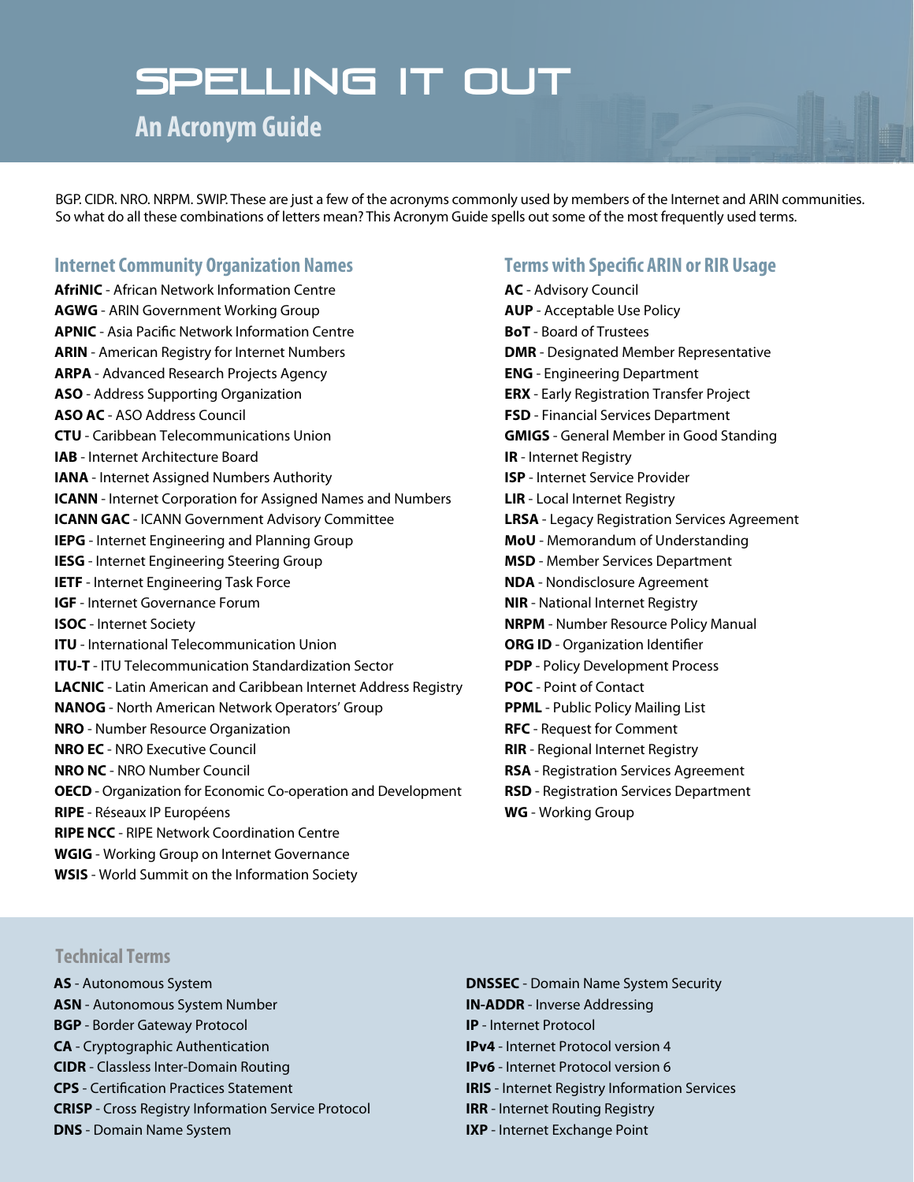# SPELLING IT OUT

## An Acronym Guide

BGP. CIDR. NRO. NRPM. SWIP. These are just a few of the acronyms commonly used by members of the Internet and ARIN communities. So what do all these combinations of letters mean? This Acronym Guide spells out some of the most frequently used terms.

### Internet Community Organization Names

**AfriNIC** - African Network Information Centre
**AGWG** - ARIN Government Working Group
**APNIC** - Asia Pacific Network Information Centre
**ARIN** - American Registry for Internet Numbers
**ARPA** - Advanced Research Projects Agency
**ASO** - Address Supporting Organization
**ASO AC** - ASO Address Council
**CTU** - Caribbean Telecommunications Union
**IAB** - Internet Architecture Board
**IANA** - Internet Assigned Numbers Authority
**ICANN** - Internet Corporation for Assigned Names and Numbers
**ICANN GAC** - ICANN Government Advisory Committee
**IEPG** - Internet Engineering and Planning Group
**IESG** - Internet Engineering Steering Group
**IETF** - Internet Engineering Task Force
**IGF** - Internet Governance Forum
**ISOC** - Internet Society
**ITU** - International Telecommunication Union
**ITU-T** - ITU Telecommunication Standardization Sector
**LACNIC** - Latin American and Caribbean Internet Address Registry
**NANOG** - North American Network Operators' Group
**NRO** - Number Resource Organization
**NRO EC** - NRO Executive Council
**NRO NC** - NRO Number Council
**OECD** - Organization for Economic Co-operation and Development
**RIPE** - Réseaux IP Européens
**RIPE NCC** - RIPE Network Coordination Centre
**WGIG** - Working Group on Internet Governance
**WSIS** - World Summit on the Information Society

### Terms with Specific ARIN or RIR Usage

**AC** - Advisory Council
**AUP** - Acceptable Use Policy
**BoT** - Board of Trustees
**DMR** - Designated Member Representative
**ENG** - Engineering Department
**ERX** - Early Registration Transfer Project
**FSD** - Financial Services Department
**GMIGS** - General Member in Good Standing
**IR** - Internet Registry
**ISP** - Internet Service Provider
**LIR** - Local Internet Registry
**LRSA** - Legacy Registration Services Agreement
**MoU** - Memorandum of Understanding
**MSD** - Member Services Department
**NDA** - Nondisclosure Agreement
**NIR** - National Internet Registry
**NRPM** - Number Resource Policy Manual
**ORG ID** - Organization Identifier
**PDP** - Policy Development Process
**POC** - Point of Contact
**PPML** - Public Policy Mailing List
**RFC** - Request for Comment
**RIR** - Regional Internet Registry
**RSA** - Registration Services Agreement
**RSD** - Registration Services Department
**WG** - Working Group

### Technical Terms

**AS** - Autonomous System
**ASN** - Autonomous System Number
**BGP** - Border Gateway Protocol
**CA** - Cryptographic Authentication
**CIDR** - Classless Inter-Domain Routing
**CPS** - Certification Practices Statement
**CRISP** - Cross Registry Information Service Protocol
**DNS** - Domain Name System
**DNSSEC** - Domain Name System Security
**IN-ADDR** - Inverse Addressing
**IP** - Internet Protocol
**IPv4** - Internet Protocol version 4
**IPv6** - Internet Protocol version 6
**IRIS** - Internet Registry Information Services
**IRR** - Internet Routing Registry
**IXP** - Internet Exchange Point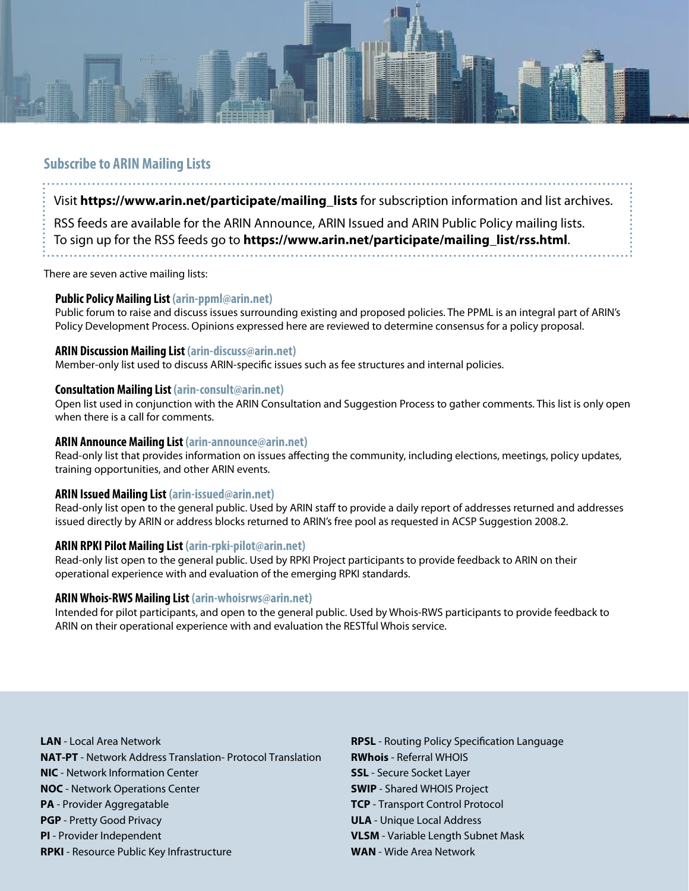## Subscribe to ARIN Mailing Lists

Visit **https://www.arin.net/participate/mailing_lists** for subscription information and list archives.

RSS feeds are available for the ARIN Announce, ARIN Issued and ARIN Public Policy mailing lists. To sign up for the RSS feeds go to **https://www.arin.net/participate/mailing_list/rss.html**.

There are seven active mailing lists:

**Public Policy Mailing List** **(arin-ppml@arin.net)**
Public forum to raise and discuss issues surrounding existing and proposed policies. The PPML is an integral part of ARIN's Policy Development Process. Opinions expressed here are reviewed to determine consensus for a policy proposal.

**ARIN Discussion Mailing List** **(arin-discuss@arin.net)**
Member-only list used to discuss ARIN-specific issues such as fee structures and internal policies.

**Consultation Mailing List** **(arin-consult@arin.net)**
Open list used in conjunction with the ARIN Consultation and Suggestion Process to gather comments. This list is only open when there is a call for comments.

**ARIN Announce Mailing List** **(arin-announce@arin.net)**
Read-only list that provides information on issues affecting the community, including elections, meetings, policy updates, training opportunities, and other ARIN events.

**ARIN Issued Mailing List** **(arin-issued@arin.net)**
Read-only list open to the general public. Used by ARIN staff to provide a daily report of addresses returned and addresses issued directly by ARIN or address blocks returned to ARIN's free pool as requested in ACSP Suggestion 2008.2.

**ARIN RPKI Pilot Mailing List** **(arin-rpki-pilot@arin.net)**
Read-only list open to the general public. Used by RPKI Project participants to provide feedback to ARIN on their operational experience with and evaluation of the emerging RPKI standards.

**ARIN Whois-RWS Mailing List** **(arin-whoisrws@arin.net)**
Intended for pilot participants, and open to the general public. Used by Whois-RWS participants to provide feedback to ARIN on their operational experience with and evaluation the RESTful Whois service.

**LAN** - Local Area Network
**NAT-PT** - Network Address Translation- Protocol Translation
**NIC** - Network Information Center
**NOC** - Network Operations Center
**PA** - Provider Aggregatable
**PGP** - Pretty Good Privacy
**PI** - Provider Independent
**RPKI** - Resource Public Key Infrastructure
**RPSL** - Routing Policy Specification Language
**RWhois** - Referral WHOIS
**SSL** - Secure Socket Layer
**SWIP** - Shared WHOIS Project
**TCP** - Transport Control Protocol
**ULA** - Unique Local Address
**VLSM** - Variable Length Subnet Mask
**WAN** - Wide Area Network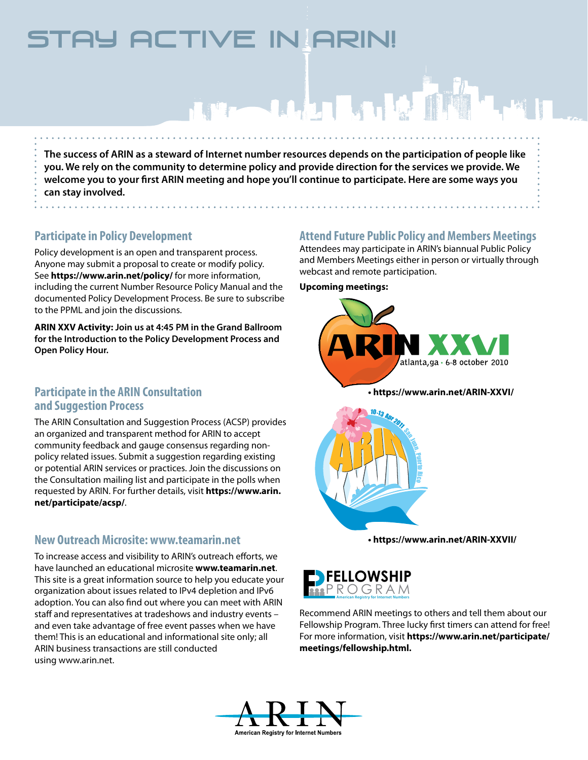# STAY ACTIVE IN ARIN!

**The success of ARIN as a steward of Internet number resources depends on the participation of people like you. We rely on the community to determine policy and provide direction for the services we provide. We welcome you to your first ARIN meeting and hope you'll continue to participate. Here are some ways you can stay involved.**

## Participate in Policy Development

Policy development is an open and transparent process. Anyone may submit a proposal to create or modify policy. See **https://www.arin.net/policy/** for more information, including the current Number Resource Policy Manual and the documented Policy Development Process. Be sure to subscribe to the PPML and join the discussions.

**ARIN XXV Activity: Join us at 4:45 PM in the Grand Ballroom for the Introduction to the Policy Development Process and Open Policy Hour.**

## Participate in the ARIN Consultation and Suggestion Process

The ARIN Consultation and Suggestion Process (ACSP) provides an organized and transparent method for ARIN to accept community feedback and gauge consensus regarding non-policy related issues. Submit a suggestion regarding existing or potential ARIN services or practices. Join the discussions on the Consultation mailing list and participate in the polls when requested by ARIN. For further details, visit **https://www.arin.net/participate/acsp/**.

## New Outreach Microsite: www.teamarin.net

To increase access and visibility to ARIN's outreach efforts, we have launched an educational microsite **www.teamarin.net**. This site is a great information source to help you educate your organization about issues related to IPv4 depletion and IPv6 adoption. You can also find out where you can meet with ARIN staff and representatives at tradeshows and industry events – and even take advantage of free event passes when we have them! This is an educational and informational site only; all ARIN business transactions are still conducted using www.arin.net.

## Attend Future Public Policy and Members Meetings

Attendees may participate in ARIN's biannual Public Policy and Members Meetings either in person or virtually through webcast and remote participation.

**Upcoming meetings:**

ARIN XXVI
atlanta, ga · 6-8 october 2010

- **https://www.arin.net/ARIN-XXVI/**

ARIN XXVII
10-13 Apr 2011 San Juan, Puerto Rico

- **https://www.arin.net/ARIN-XXVII/**

FELLOWSHIP PROGRAM
American Registry for Internet Numbers

Recommend ARIN meetings to others and tell them about our Fellowship Program. Three lucky first timers can attend for free! For more information, visit **https://www.arin.net/participate/meetings/fellowship.html.**

ARIN
American Registry for Internet Numbers